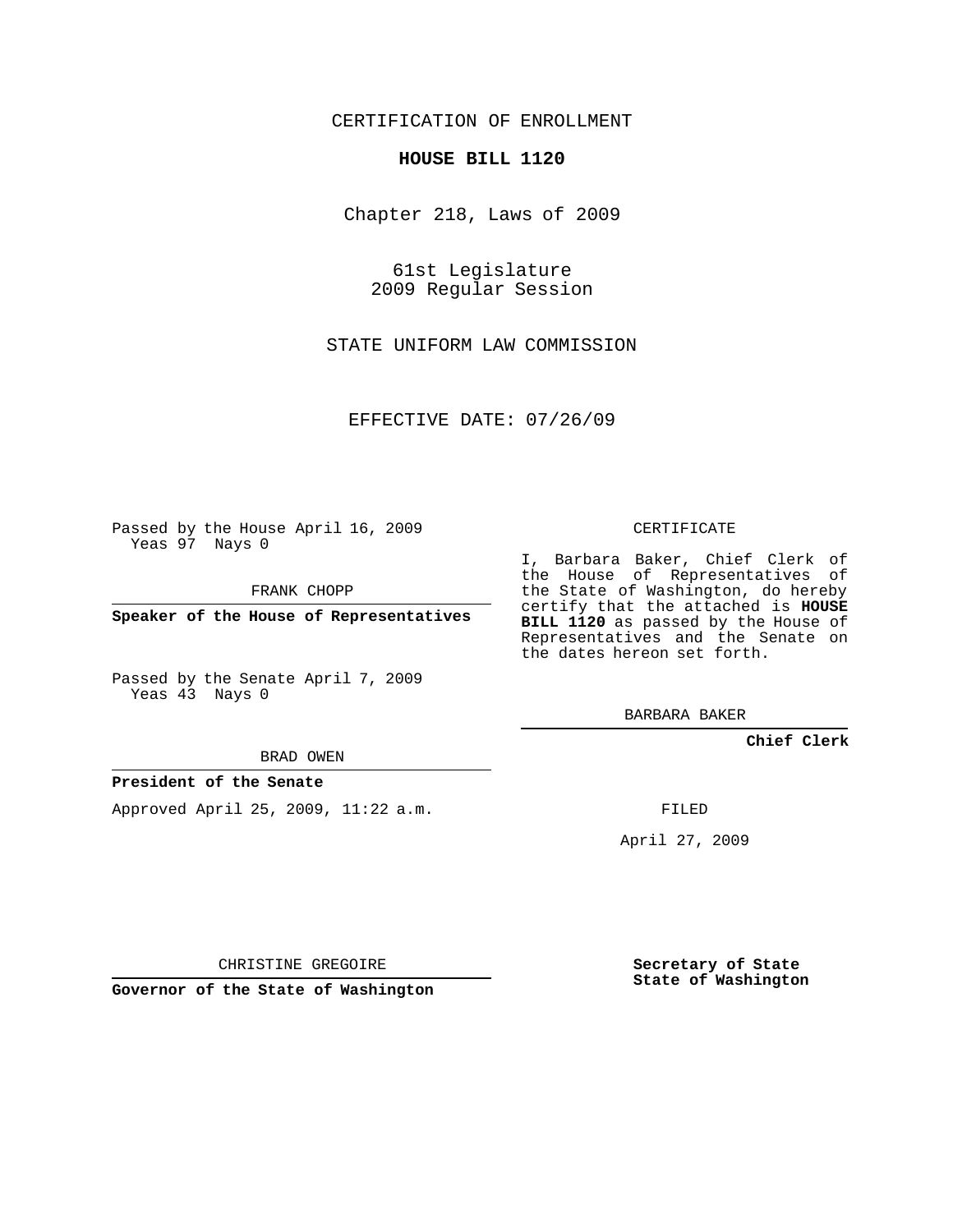CERTIFICATION OF ENROLLMENT

**HOUSE BILL 1120**

Chapter 218, Laws of 2009

61st Legislature
2009 Regular Session

STATE UNIFORM LAW COMMISSION

EFFECTIVE DATE: 07/26/09

Passed by the House April 16, 2009
Yeas 97 Nays 0

FRANK CHOPP

**Speaker of the House of Representatives**

Passed by the Senate April 7, 2009
Yeas 43 Nays 0

BRAD OWEN

**President of the Senate**

Approved April 25, 2009, 11:22 a.m.

CHRISTINE GREGOIRE

**Governor of the State of Washington**

CERTIFICATE

I, Barbara Baker, Chief Clerk of the House of Representatives of the State of Washington, do hereby certify that the attached is **HOUSE BILL 1120** as passed by the House of Representatives and the Senate on the dates hereon set forth.

BARBARA BAKER

**Chief Clerk**

FILED

April 27, 2009

**Secretary of State**
**State of Washington**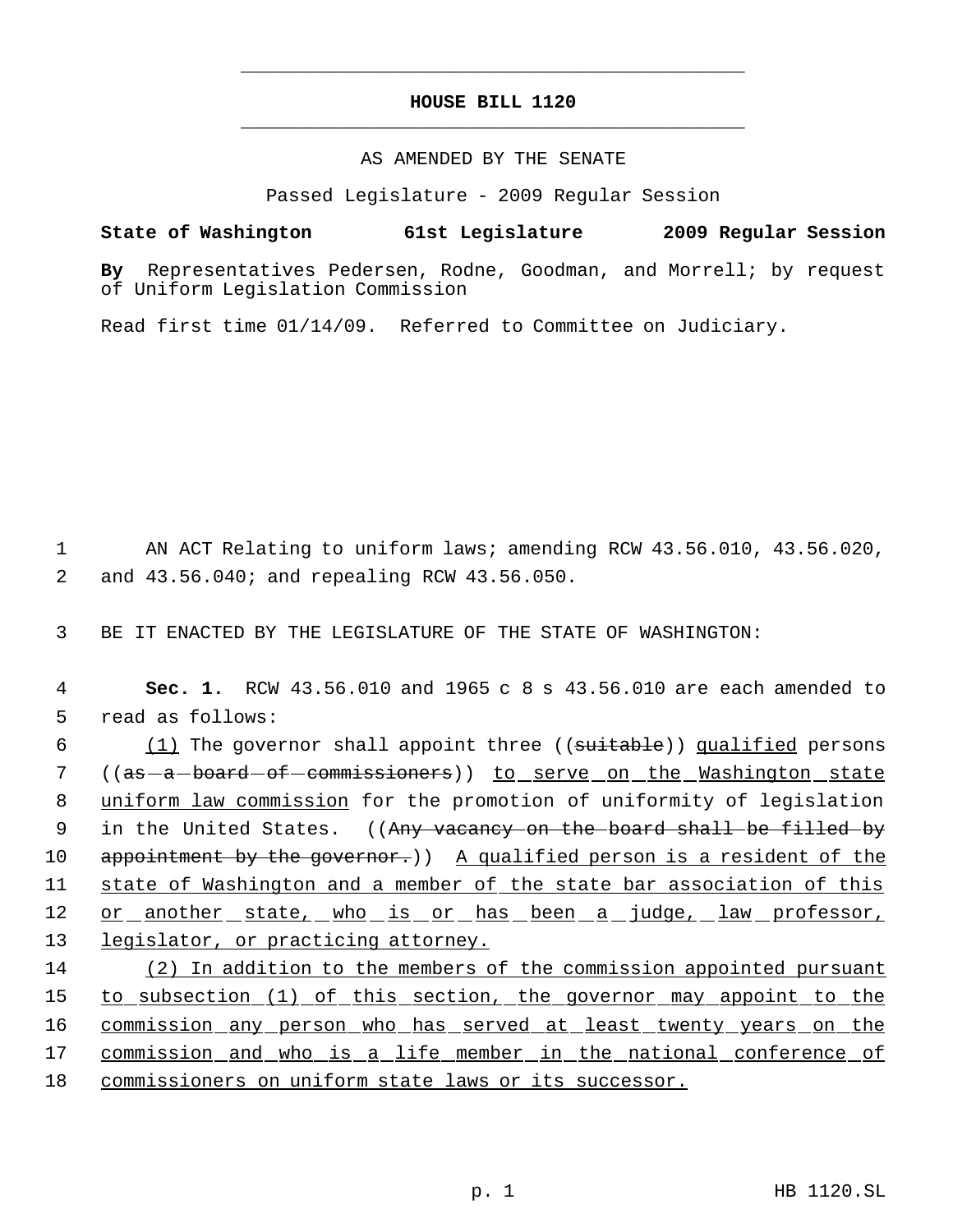# HOUSE BILL 1120

AS AMENDED BY THE SENATE

Passed Legislature - 2009 Regular Session

**State of Washington 61st Legislature 2009 Regular Session**

**By** Representatives Pedersen, Rodne, Goodman, and Morrell; by request of Uniform Legislation Commission

Read first time 01/14/09. Referred to Committee on Judiciary.

1 AN ACT Relating to uniform laws; amending RCW 43.56.010, 43.56.020,
2 and 43.56.040; and repealing RCW 43.56.050.

3 BE IT ENACTED BY THE LEGISLATURE OF THE STATE OF WASHINGTON:

4 **Sec. 1.** RCW 43.56.010 and 1965 c 8 s 43.56.010 are each amended to
5 read as follows:

6 <u>(1)</u> The governor shall appoint three ((~~suitable~~)) <u>qualified</u> persons
7 ((~~as a board of commissioners~~)) <u>to serve on the Washington state</u>
8 <u>uniform law commission</u> for the promotion of uniformity of legislation
9 in the United States. ((~~Any vacancy on the board shall be filled by~~
10 ~~appointment by the governor.~~)) <u>A qualified person is a resident of the</u>
11 <u>state of Washington and a member of the state bar association of this</u>
12 <u>or another state, who is or has been a judge, law professor,</u>
13 <u>legislator, or practicing attorney.</u>

14 <u>(2) In addition to the members of the commission appointed pursuant</u>
15 <u>to subsection (1) of this section, the governor may appoint to the</u>
16 <u>commission any person who has served at least twenty years on the</u>
17 <u>commission and who is a life member in the national conference of</u>
18 <u>commissioners on uniform state laws or its successor.</u>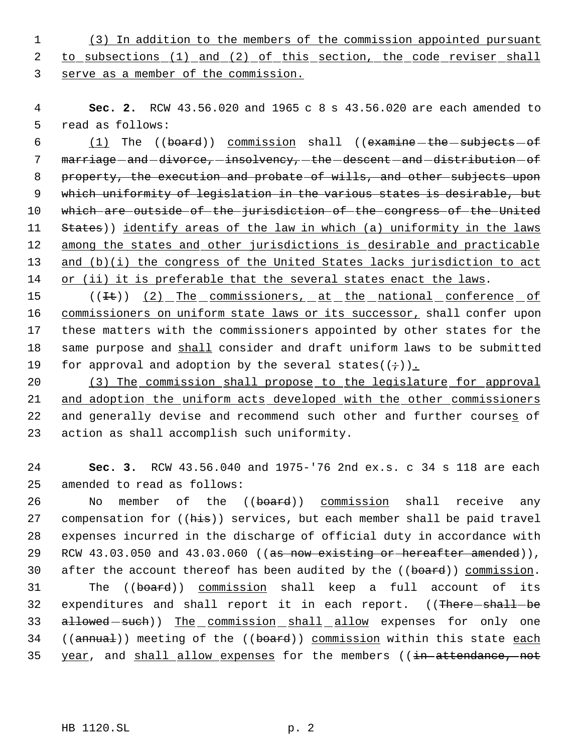(3) In addition to the members of the commission appointed pursuant to subsections (1) and (2) of this section, the code reviser shall serve as a member of the commission.

**Sec. 2.** RCW 43.56.020 and 1965 c 8 s 43.56.020 are each amended to read as follows:

(1) The ((board)) commission shall ((examine the subjects of marriage and divorce, insolvency, the descent and distribution of property, the execution and probate of wills, and other subjects upon which uniformity of legislation in the various states is desirable, but which are outside of the jurisdiction of the congress of the United States)) identify areas of the law in which (a) uniformity in the laws among the states and other jurisdictions is desirable and practicable and (b)(i) the congress of the United States lacks jurisdiction to act or (ii) it is preferable that the several states enact the laws.

((It)) (2) The commissioners, at the national conference of commissioners on uniform state laws or its successor, shall confer upon these matters with the commissioners appointed by other states for the same purpose and shall consider and draft uniform laws to be submitted for approval and adoption by the several states((;)).

(3) The commission shall propose to the legislature for approval and adoption the uniform acts developed with the other commissioners and generally devise and recommend such other and further courses of action as shall accomplish such uniformity.

**Sec. 3.** RCW 43.56.040 and 1975-'76 2nd ex.s. c 34 s 118 are each amended to read as follows:

No member of the ((board)) commission shall receive any compensation for ((his)) services, but each member shall be paid travel expenses incurred in the discharge of official duty in accordance with RCW 43.03.050 and 43.03.060 ((as now existing or hereafter amended)), after the account thereof has been audited by the ((board)) commission. The ((board)) commission shall keep a full account of its expenditures and shall report it in each report. ((There shall be allowed such)) The commission shall allow expenses for only one ((annual)) meeting of the ((board)) commission within this state each year, and shall allow expenses for the members ((in attendance, not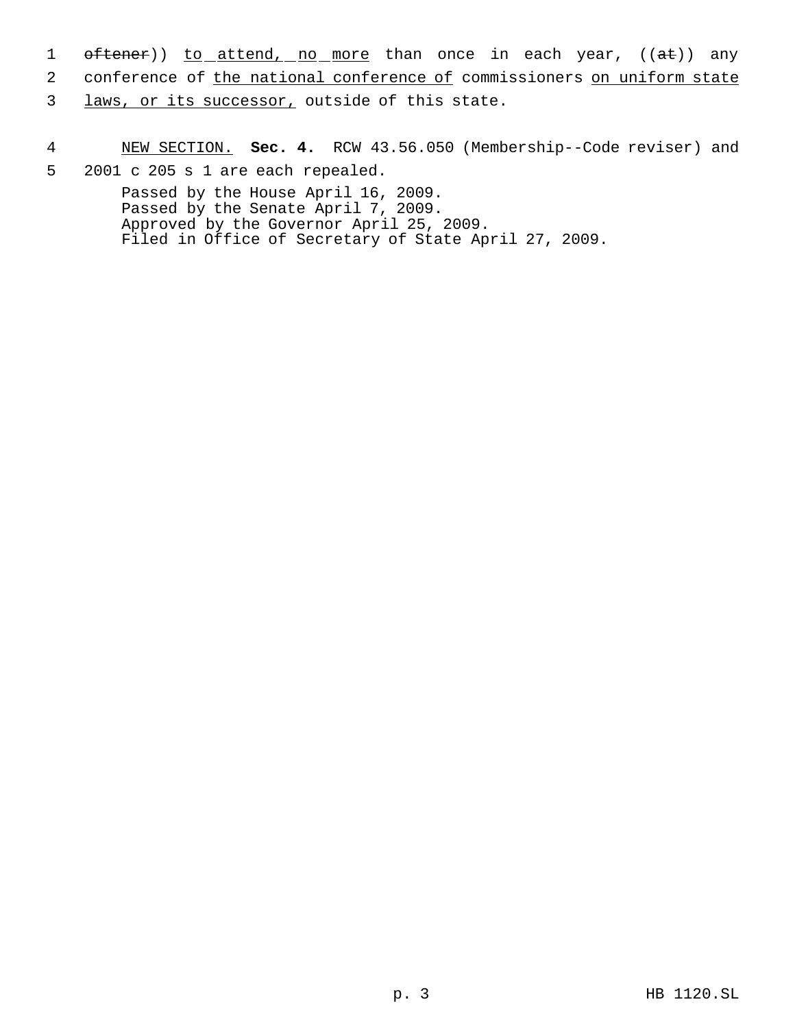~~oftener~~)) to attend, no more than once in each year, ((~~at~~)) any conference of the national conference of commissioners on uniform state laws, or its successor, outside of this state.

NEW SECTION. **Sec. 4.** RCW 43.56.050 (Membership--Code reviser) and 2001 c 205 s 1 are each repealed.

Passed by the House April 16, 2009.
Passed by the Senate April 7, 2009.
Approved by the Governor April 25, 2009.
Filed in Office of Secretary of State April 27, 2009.